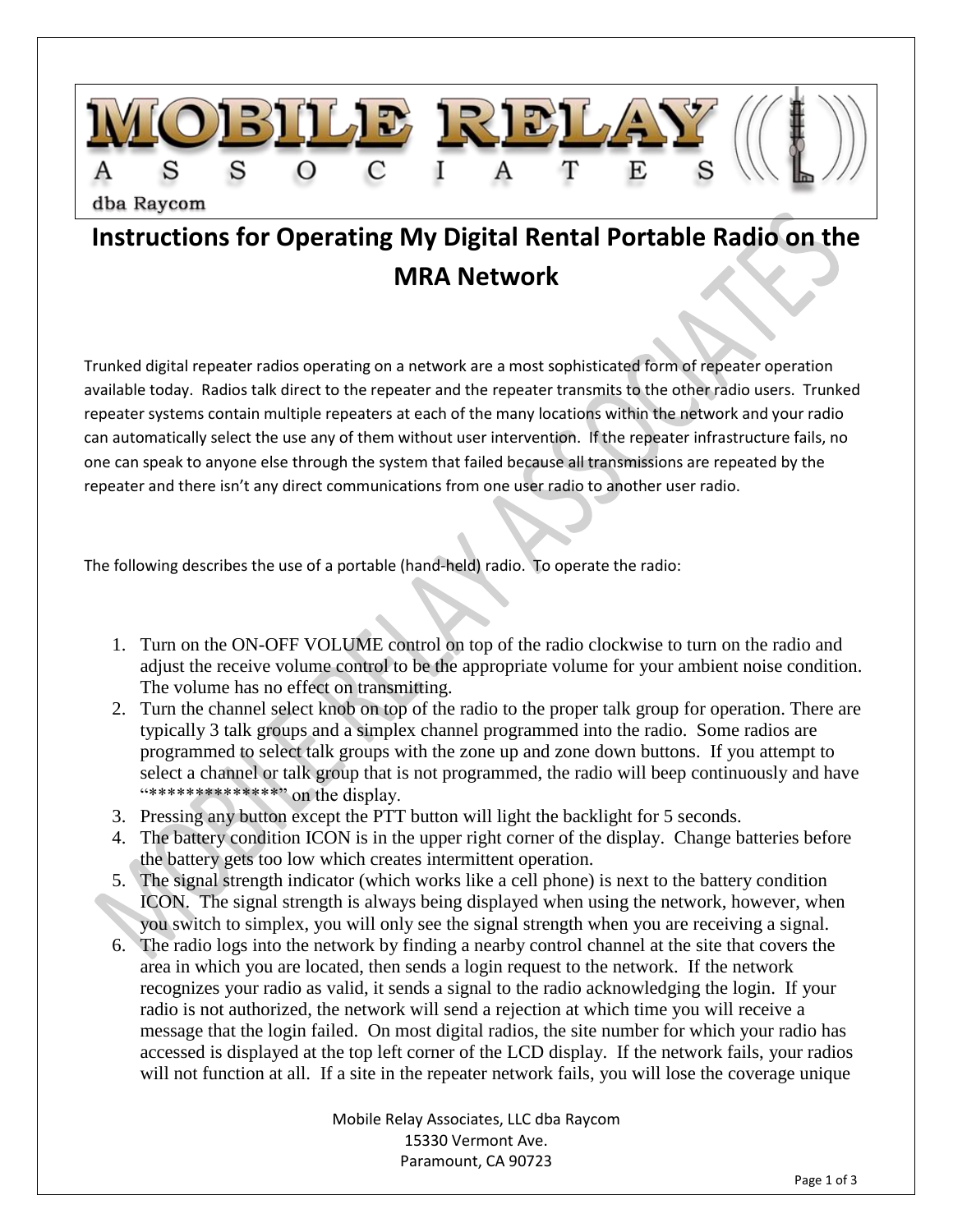MOBILE RELAY ASSOCIATES

dba Raycom

# Instructions for Operating My Digital Rental Portable Radio on the MRA Network

Trunked digital repeater radios operating on a network are a most sophisticated form of repeater operation available today. Radios talk direct to the repeater and the repeater transmits to the other radio users. Trunked repeater systems contain multiple repeaters at each of the many locations within the network and your radio can automatically select the use any of them without user intervention. If the repeater infrastructure fails, no one can speak to anyone else through the system that failed because all transmissions are repeated by the repeater and there isn't any direct communications from one user radio to another user radio.

The following describes the use of a portable (hand-held) radio. To operate the radio:

1. Turn on the ON-OFF VOLUME control on top of the radio clockwise to turn on the radio and adjust the receive volume control to be the appropriate volume for your ambient noise condition. The volume has no effect on transmitting.
2. Turn the channel select knob on top of the radio to the proper talk group for operation. There are typically 3 talk groups and a simplex channel programmed into the radio. Some radios are programmed to select talk groups with the zone up and zone down buttons. If you attempt to select a channel or talk group that is not programmed, the radio will beep continuously and have "**************" on the display.
3. Pressing any button except the PTT button will light the backlight for 5 seconds.
4. The battery condition ICON is in the upper right corner of the display. Change batteries before the battery gets too low which creates intermittent operation.
5. The signal strength indicator (which works like a cell phone) is next to the battery condition ICON. The signal strength is always being displayed when using the network, however, when you switch to simplex, you will only see the signal strength when you are receiving a signal.
6. The radio logs into the network by finding a nearby control channel at the site that covers the area in which you are located, then sends a login request to the network. If the network recognizes your radio as valid, it sends a signal to the radio acknowledging the login. If your radio is not authorized, the network will send a rejection at which time you will receive a message that the login failed. On most digital radios, the site number for which your radio has accessed is displayed at the top left corner of the LCD display. If the network fails, your radios will not function at all. If a site in the repeater network fails, you will lose the coverage unique

Mobile Relay Associates, LLC dba Raycom
15330 Vermont Ave.
Paramount, CA 90723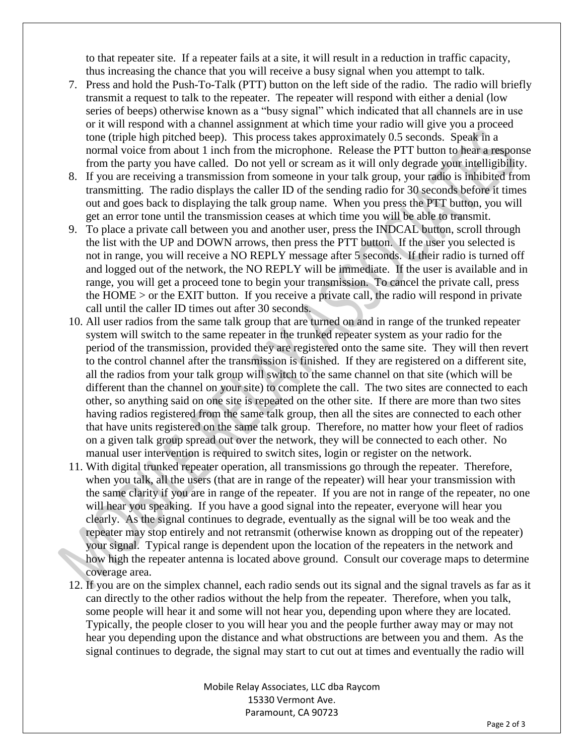to that repeater site. If a repeater fails at a site, it will result in a reduction in traffic capacity, thus increasing the chance that you will receive a busy signal when you attempt to talk.

7. Press and hold the Push-To-Talk (PTT) button on the left side of the radio. The radio will briefly transmit a request to talk to the repeater. The repeater will respond with either a denial (low series of beeps) otherwise known as a "busy signal" which indicated that all channels are in use or it will respond with a channel assignment at which time your radio will give you a proceed tone (triple high pitched beep). This process takes approximately 0.5 seconds. Speak in a normal voice from about 1 inch from the microphone. Release the PTT button to hear a response from the party you have called. Do not yell or scream as it will only degrade your intelligibility.
8. If you are receiving a transmission from someone in your talk group, your radio is inhibited from transmitting. The radio displays the caller ID of the sending radio for 30 seconds before it times out and goes back to displaying the talk group name. When you press the PTT button, you will get an error tone until the transmission ceases at which time you will be able to transmit.
9. To place a private call between you and another user, press the INDCAL button, scroll through the list with the UP and DOWN arrows, then press the PTT button. If the user you selected is not in range, you will receive a NO REPLY message after 5 seconds. If their radio is turned off and logged out of the network, the NO REPLY will be immediate. If the user is available and in range, you will get a proceed tone to begin your transmission. To cancel the private call, press the HOME > or the EXIT button. If you receive a private call, the radio will respond in private call until the caller ID times out after 30 seconds.
10. All user radios from the same talk group that are turned on and in range of the trunked repeater system will switch to the same repeater in the trunked repeater system as your radio for the period of the transmission, provided they are registered onto the same site. They will then revert to the control channel after the transmission is finished. If they are registered on a different site, all the radios from your talk group will switch to the same channel on that site (which will be different than the channel on your site) to complete the call. The two sites are connected to each other, so anything said on one site is repeated on the other site. If there are more than two sites having radios registered from the same talk group, then all the sites are connected to each other that have units registered on the same talk group. Therefore, no matter how your fleet of radios on a given talk group spread out over the network, they will be connected to each other. No manual user intervention is required to switch sites, login or register on the network.
11. With digital trunked repeater operation, all transmissions go through the repeater. Therefore, when you talk, all the users (that are in range of the repeater) will hear your transmission with the same clarity if you are in range of the repeater. If you are not in range of the repeater, no one will hear you speaking. If you have a good signal into the repeater, everyone will hear you clearly. As the signal continues to degrade, eventually as the signal will be too weak and the repeater may stop entirely and not retransmit (otherwise known as dropping out of the repeater) your signal. Typical range is dependent upon the location of the repeaters in the network and how high the repeater antenna is located above ground. Consult our coverage maps to determine coverage area.
12. If you are on the simplex channel, each radio sends out its signal and the signal travels as far as it can directly to the other radios without the help from the repeater. Therefore, when you talk, some people will hear it and some will not hear you, depending upon where they are located. Typically, the people closer to you will hear you and the people further away may or may not hear you depending upon the distance and what obstructions are between you and them. As the signal continues to degrade, the signal may start to cut out at times and eventually the radio will

Mobile Relay Associates, LLC dba Raycom
15330 Vermont Ave.
Paramount, CA 90723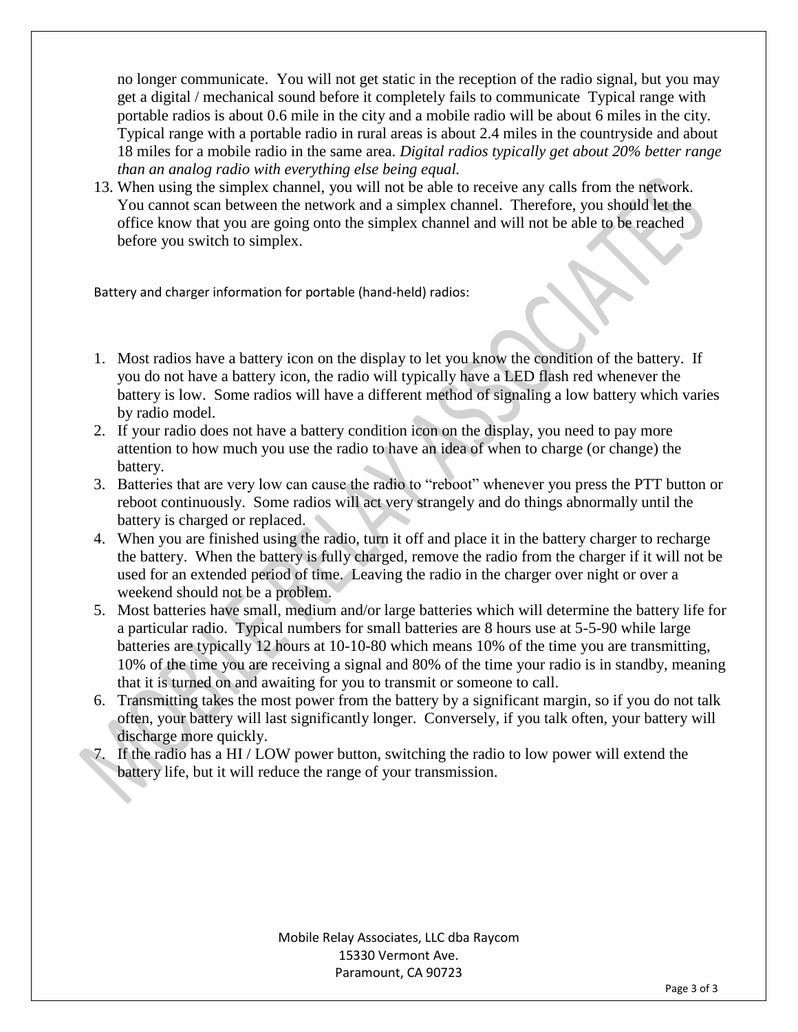no longer communicate. You will not get static in the reception of the radio signal, but you may get a digital / mechanical sound before it completely fails to communicate Typical range with portable radios is about 0.6 mile in the city and a mobile radio will be about 6 miles in the city. Typical range with a portable radio in rural areas is about 2.4 miles in the countryside and about 18 miles for a mobile radio in the same area. *Digital radios typically get about 20% better range than an analog radio with everything else being equal.*

13. When using the simplex channel, you will not be able to receive any calls from the network. You cannot scan between the network and a simplex channel. Therefore, you should let the office know that you are going onto the simplex channel and will not be able to be reached before you switch to simplex.

Battery and charger information for portable (hand-held) radios:

1. Most radios have a battery icon on the display to let you know the condition of the battery. If you do not have a battery icon, the radio will typically have a LED flash red whenever the battery is low. Some radios will have a different method of signaling a low battery which varies by radio model.
2. If your radio does not have a battery condition icon on the display, you need to pay more attention to how much you use the radio to have an idea of when to charge (or change) the battery.
3. Batteries that are very low can cause the radio to "reboot" whenever you press the PTT button or reboot continuously. Some radios will act very strangely and do things abnormally until the battery is charged or replaced.
4. When you are finished using the radio, turn it off and place it in the battery charger to recharge the battery. When the battery is fully charged, remove the radio from the charger if it will not be used for an extended period of time. Leaving the radio in the charger over night or over a weekend should not be a problem.
5. Most batteries have small, medium and/or large batteries which will determine the battery life for a particular radio. Typical numbers for small batteries are 8 hours use at 5-5-90 while large batteries are typically 12 hours at 10-10-80 which means 10% of the time you are transmitting, 10% of the time you are receiving a signal and 80% of the time your radio is in standby, meaning that it is turned on and awaiting for you to transmit or someone to call.
6. Transmitting takes the most power from the battery by a significant margin, so if you do not talk often, your battery will last significantly longer. Conversely, if you talk often, your battery will discharge more quickly.
7. If the radio has a HI / LOW power button, switching the radio to low power will extend the battery life, but it will reduce the range of your transmission.

Mobile Relay Associates, LLC dba Raycom
15330 Vermont Ave.
Paramount, CA 90723